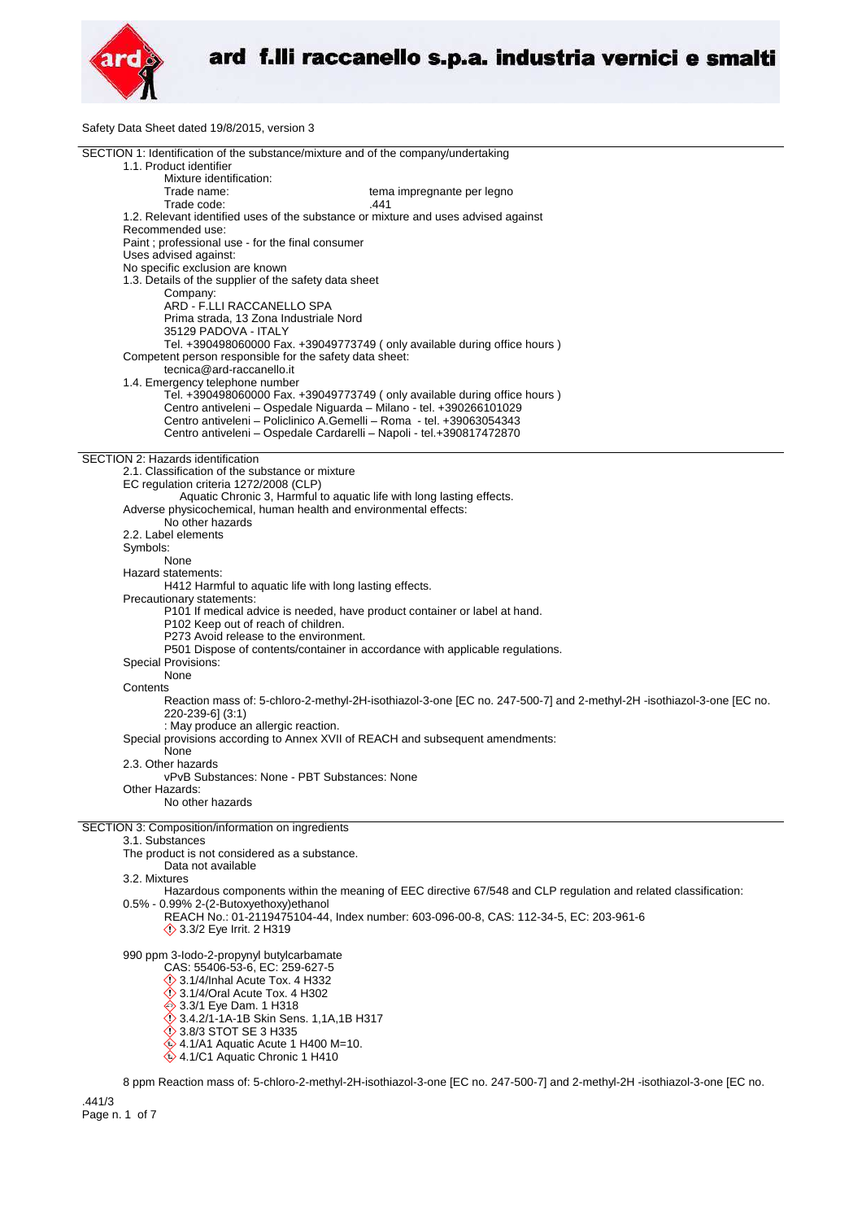Safety Data Sheet dated 19/8/2015, version 3

## SECTION 1: Identification of the substance/mixture and of the company/undertaking

1.1. Product identifier

Mixture identification:

Trade name: tema impregnante per legno

Trade code: .441

1.2. Relevant identified uses of the substance or mixture and uses advised against

Recommended use:

Paint ; professional use - for the final consumer

Uses advised against:

No specific exclusion are known

1.3. Details of the supplier of the safety data sheet

Company:

ARD - F.LLI RACCANELLO SPA
Prima strada, 13 Zona Industriale Nord
35129 PADOVA - ITALY
Tel. +390498060000 Fax. +39049773749 ( only available during office hours )

Competent person responsible for the safety data sheet:

tecnica@ard-raccanello.it

1.4. Emergency telephone number

Tel. +390498060000 Fax. +39049773749 ( only available during office hours )
Centro antiveleni – Ospedale Niguarda – Milano - tel. +390266101029
Centro antiveleni – Policlinico A.Gemelli – Roma - tel. +39063054343
Centro antiveleni – Ospedale Cardarelli – Napoli - tel.+390817472870

## SECTION 2: Hazards identification

2.1. Classification of the substance or mixture

EC regulation criteria 1272/2008 (CLP)

Aquatic Chronic 3, Harmful to aquatic life with long lasting effects.

Adverse physicochemical, human health and environmental effects:

No other hazards

2.2. Label elements

Symbols:

None

Hazard statements:

H412 Harmful to aquatic life with long lasting effects.

Precautionary statements:

P101 If medical advice is needed, have product container or label at hand.
P102 Keep out of reach of children.
P273 Avoid release to the environment.
P501 Dispose of contents/container in accordance with applicable regulations.

Special Provisions:

None

Contents

Reaction mass of: 5-chloro-2-methyl-2H-isothiazol-3-one [EC no. 247-500-7] and 2-methyl-2H -isothiazol-3-one [EC no. 220-239-6] (3:1)
: May produce an allergic reaction.

Special provisions according to Annex XVII of REACH and subsequent amendments:

None

2.3. Other hazards

vPvB Substances: None - PBT Substances: None

Other Hazards:

No other hazards

## SECTION 3: Composition/information on ingredients

3.1. Substances

The product is not considered as a substance.

Data not available

3.2. Mixtures

Hazardous components within the meaning of EEC directive 67/548 and CLP regulation and related classification:

0.5% - 0.99% 2-(2-Butoxyethoxy)ethanol

REACH No.: 01-2119475104-44, Index number: 603-096-00-8, CAS: 112-34-5, EC: 203-961-6
3.3/2 Eye Irrit. 2 H319

990 ppm 3-Iodo-2-propynyl butylcarbamate

CAS: 55406-53-6, EC: 259-627-5
3.1/4/Inhal Acute Tox. 4 H332
3.1/4/Oral Acute Tox. 4 H302
3.3/1 Eye Dam. 1 H318
3.4.2/1-1A-1B Skin Sens. 1,1A,1B H317
3.8/3 STOT SE 3 H335
4.1/A1 Aquatic Acute 1 H400 M=10.
4.1/C1 Aquatic Chronic 1 H410

8 ppm Reaction mass of: 5-chloro-2-methyl-2H-isothiazol-3-one [EC no. 247-500-7] and 2-methyl-2H -isothiazol-3-one [EC no.

.441/3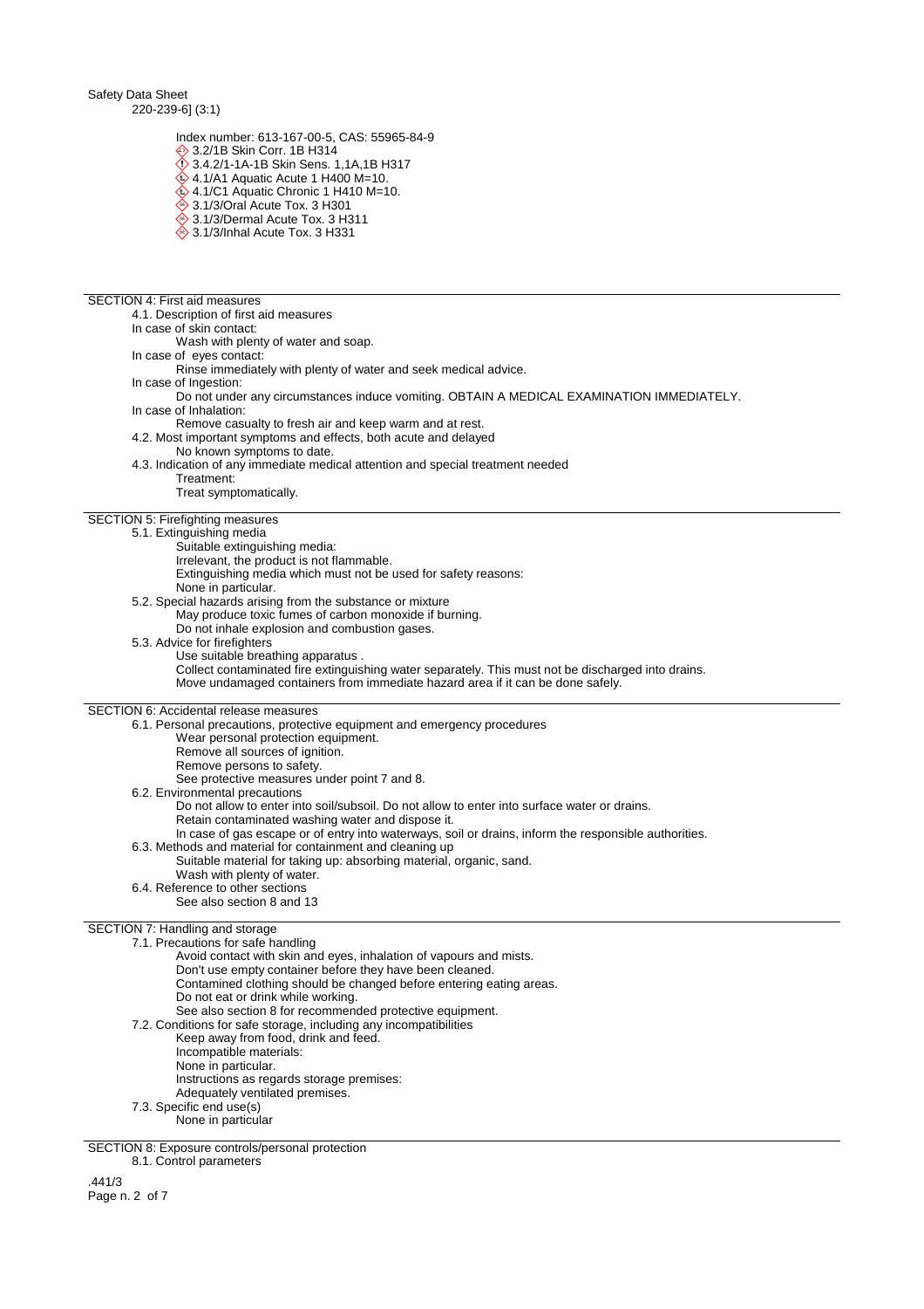220-239-6] (3:1)

Index number: 613-167-00-5, CAS: 55965-84-9
3.2/1B Skin Corr. 1B H314
3.4.2/1-1A-1B Skin Sens. 1,1A,1B H317
4.1/A1 Aquatic Acute 1 H400 M=10.
4.1/C1 Aquatic Chronic 1 H410 M=10.
3.1/3/Oral Acute Tox. 3 H301
3.1/3/Dermal Acute Tox. 3 H311
3.1/3/Inhal Acute Tox. 3 H331

## SECTION 4: First aid measures

4.1. Description of first aid measures

In case of skin contact:

Wash with plenty of water and soap.

In case of eyes contact:

Rinse immediately with plenty of water and seek medical advice.

In case of Ingestion:

Do not under any circumstances induce vomiting. OBTAIN A MEDICAL EXAMINATION IMMEDIATELY.

In case of Inhalation:

Remove casualty to fresh air and keep warm and at rest.

4.2. Most important symptoms and effects, both acute and delayed

No known symptoms to date.

4.3. Indication of any immediate medical attention and special treatment needed

Treatment:

Treat symptomatically.

## SECTION 5: Firefighting measures

5.1. Extinguishing media

Suitable extinguishing media:

Irrelevant, the product is not flammable.

Extinguishing media which must not be used for safety reasons:

None in particular.

5.2. Special hazards arising from the substance or mixture

May produce toxic fumes of carbon monoxide if burning.

Do not inhale explosion and combustion gases.

5.3. Advice for firefighters

Use suitable breathing apparatus .

Collect contaminated fire extinguishing water separately. This must not be discharged into drains.

Move undamaged containers from immediate hazard area if it can be done safely.

## SECTION 6: Accidental release measures

6.1. Personal precautions, protective equipment and emergency procedures

Wear personal protection equipment.

Remove all sources of ignition.

Remove persons to safety.

See protective measures under point 7 and 8.

6.2. Environmental precautions

Do not allow to enter into soil/subsoil. Do not allow to enter into surface water or drains.

Retain contaminated washing water and dispose it.

In case of gas escape or of entry into waterways, soil or drains, inform the responsible authorities.

6.3. Methods and material for containment and cleaning up

Suitable material for taking up: absorbing material, organic, sand.

Wash with plenty of water.

6.4. Reference to other sections

See also section 8 and 13

## SECTION 7: Handling and storage

7.1. Precautions for safe handling

Avoid contact with skin and eyes, inhalation of vapours and mists.

Don't use empty container before they have been cleaned.

Contamined clothing should be changed before entering eating areas.

Do not eat or drink while working.

See also section 8 for recommended protective equipment.

7.2. Conditions for safe storage, including any incompatibilities

Keep away from food, drink and feed.

Incompatible materials:

None in particular.

Instructions as regards storage premises:

Adequately ventilated premises.

7.3. Specific end use(s)

None in particular

## SECTION 8: Exposure controls/personal protection

8.1. Control parameters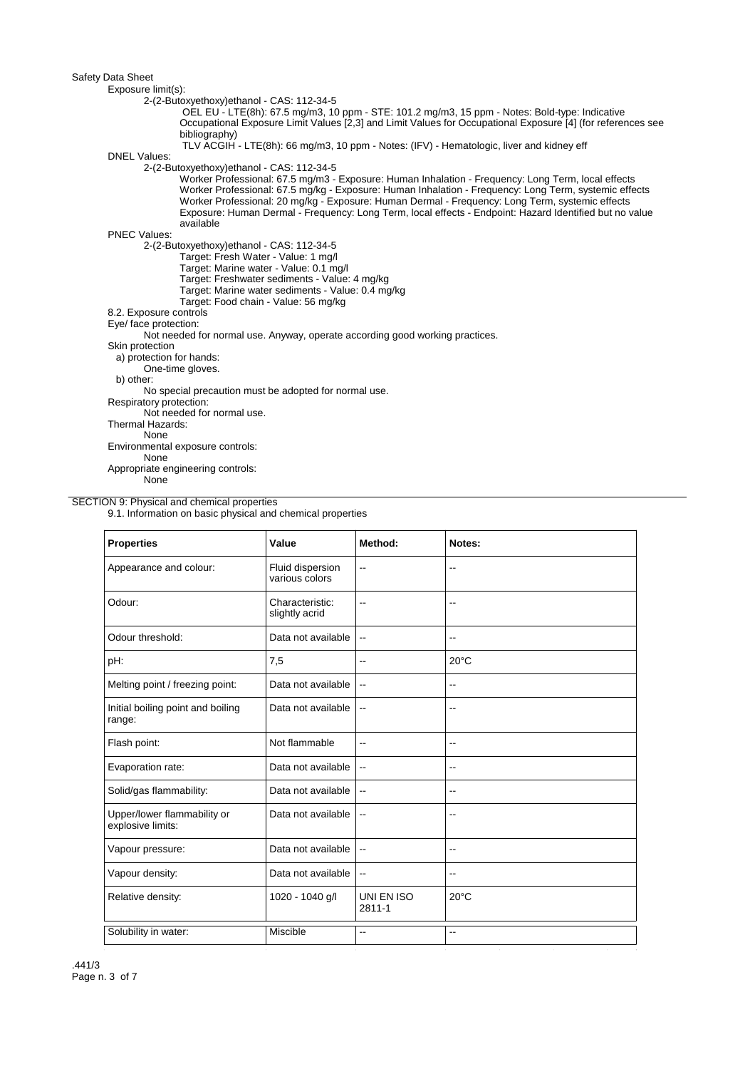Exposure limit(s):

2-(2-Butoxyethoxy)ethanol - CAS: 112-34-5

OEL EU - LTE(8h): 67.5 mg/m3, 10 ppm - STE: 101.2 mg/m3, 15 ppm - Notes: Bold-type: Indicative Occupational Exposure Limit Values [2,3] and Limit Values for Occupational Exposure [4] (for references see bibliography)

TLV ACGIH - LTE(8h): 66 mg/m3, 10 ppm - Notes: (IFV) - Hematologic, liver and kidney eff

DNEL Values:

2-(2-Butoxyethoxy)ethanol - CAS: 112-34-5

Worker Professional: 67.5 mg/m3 - Exposure: Human Inhalation - Frequency: Long Term, local effects
Worker Professional: 67.5 mg/kg - Exposure: Human Inhalation - Frequency: Long Term, systemic effects
Worker Professional: 20 mg/kg - Exposure: Human Dermal - Frequency: Long Term, systemic effects
Exposure: Human Dermal - Frequency: Long Term, local effects - Endpoint: Hazard Identified but no value available

PNEC Values:

2-(2-Butoxyethoxy)ethanol - CAS: 112-34-5

Target: Fresh Water - Value: 1 mg/l
Target: Marine water - Value: 0.1 mg/l
Target: Freshwater sediments - Value: 4 mg/kg
Target: Marine water sediments - Value: 0.4 mg/kg
Target: Food chain - Value: 56 mg/kg

8.2. Exposure controls

Eye/ face protection:

Not needed for normal use. Anyway, operate according good working practices.

Skin protection

a) protection for hands:

One-time gloves.

b) other:

No special precaution must be adopted for normal use.

Respiratory protection:

Not needed for normal use.

Thermal Hazards:

None

Environmental exposure controls:

None

Appropriate engineering controls:

None

## SECTION 9: Physical and chemical properties

9.1. Information on basic physical and chemical properties

| Properties | Value | Method: | Notes: |
|---|---|---|---|
| Appearance and colour: | Fluid dispersion various colors | -- | -- |
| Odour: | Characteristic: slightly acrid | -- | -- |
| Odour threshold: | Data not available | -- | -- |
| pH: | 7,5 | -- | 20°C |
| Melting point / freezing point: | Data not available | -- | -- |
| Initial boiling point and boiling range: | Data not available | -- | -- |
| Flash point: | Not flammable | -- | -- |
| Evaporation rate: | Data not available | -- | -- |
| Solid/gas flammability: | Data not available | -- | -- |
| Upper/lower flammability or explosive limits: | Data not available | -- | -- |
| Vapour pressure: | Data not available | -- | -- |
| Vapour density: | Data not available | -- | -- |
| Relative density: | 1020 - 1040 g/l | UNI EN ISO 2811-1 | 20°C |
| Solubility in water: | Miscible | -- | -- |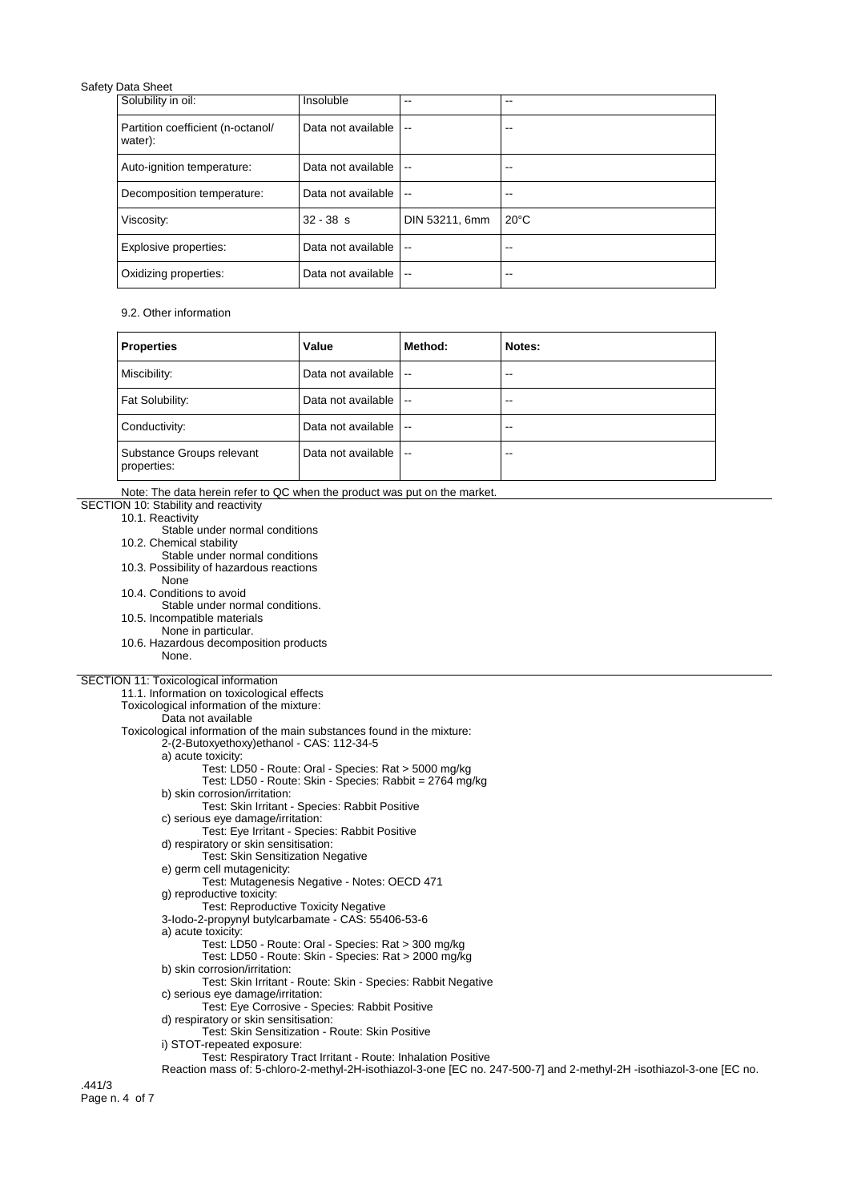| | | | |
|---|---|---|---|
| Solubility in oil: | Insoluble | -- | -- |
| Partition coefficient (n-octanol/ water): | Data not available | -- | -- |
| Auto-ignition temperature: | Data not available | -- | -- |
| Decomposition temperature: | Data not available | -- | -- |
| Viscosity: | 32 - 38 s | DIN 53211, 6mm | 20°C |
| Explosive properties: | Data not available | -- | -- |
| Oxidizing properties: | Data not available | -- | -- |

9.2. Other information

| Properties | Value | Method: | Notes: |
|---|---|---|---|
| Miscibility: | Data not available | -- | -- |
| Fat Solubility: | Data not available | -- | -- |
| Conductivity: | Data not available | -- | -- |
| Substance Groups relevant properties: | Data not available | -- | -- |

Note: The data herein refer to QC when the product was put on the market.

## SECTION 10: Stability and reactivity

10.1. Reactivity
Stable under normal conditions
10.2. Chemical stability
Stable under normal conditions
10.3. Possibility of hazardous reactions
None
10.4. Conditions to avoid
Stable under normal conditions.
10.5. Incompatible materials
None in particular.
10.6. Hazardous decomposition products
None.

## SECTION 11: Toxicological information

11.1. Information on toxicological effects
Toxicological information of the mixture:
Data not available
Toxicological information of the main substances found in the mixture:
2-(2-Butoxyethoxy)ethanol - CAS: 112-34-5
a) acute toxicity:
Test: LD50 - Route: Oral - Species: Rat > 5000 mg/kg
Test: LD50 - Route: Skin - Species: Rabbit = 2764 mg/kg
b) skin corrosion/irritation:
Test: Skin Irritant - Species: Rabbit Positive
c) serious eye damage/irritation:
Test: Eye Irritant - Species: Rabbit Positive
d) respiratory or skin sensitisation:
Test: Skin Sensitization Negative
e) germ cell mutagenicity:
Test: Mutagenesis Negative - Notes: OECD 471
g) reproductive toxicity:
Test: Reproductive Toxicity Negative
3-Iodo-2-propynyl butylcarbamate - CAS: 55406-53-6
a) acute toxicity:
Test: LD50 - Route: Oral - Species: Rat > 300 mg/kg
Test: LD50 - Route: Skin - Species: Rat > 2000 mg/kg
b) skin corrosion/irritation:
Test: Skin Irritant - Route: Skin - Species: Rabbit Negative
c) serious eye damage/irritation:
Test: Eye Corrosive - Species: Rabbit Positive
d) respiratory or skin sensitisation:
Test: Skin Sensitization - Route: Skin Positive
i) STOT-repeated exposure:
Test: Respiratory Tract Irritant - Route: Inhalation Positive
Reaction mass of: 5-chloro-2-methyl-2H-isothiazol-3-one [EC no. 247-500-7] and 2-methyl-2H -isothiazol-3-one [EC no.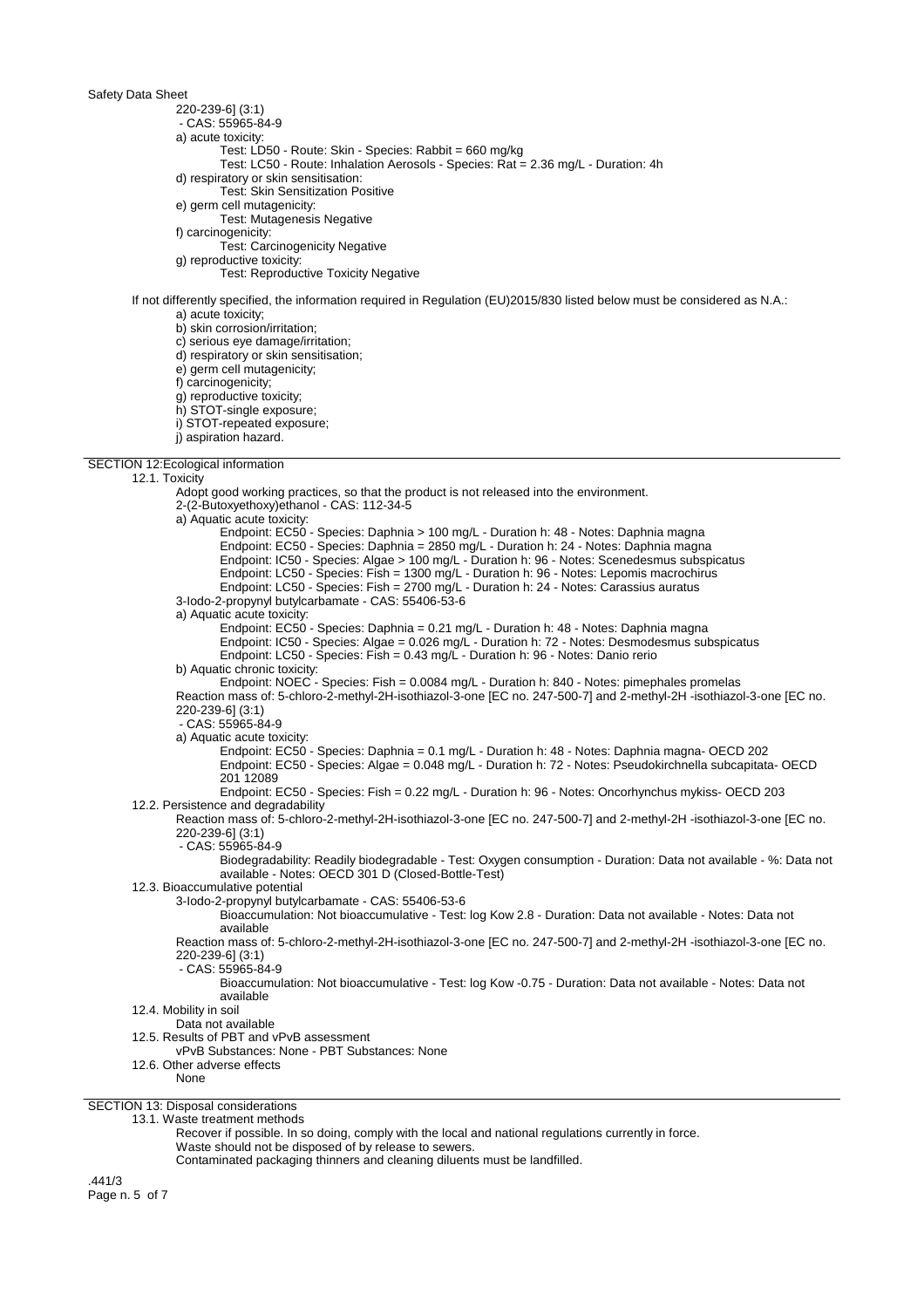220-239-6] (3:1)
- CAS: 55965-84-9

a) acute toxicity:
- Test: LD50 - Route: Skin - Species: Rabbit = 660 mg/kg
- Test: LC50 - Route: Inhalation Aerosols - Species: Rat = 2.36 mg/L - Duration: 4h

d) respiratory or skin sensitisation:
- Test: Skin Sensitization Positive

e) germ cell mutagenicity:
- Test: Mutagenesis Negative

f) carcinogenicity:
- Test: Carcinogenicity Negative

g) reproductive toxicity:
- Test: Reproductive Toxicity Negative

If not differently specified, the information required in Regulation (EU)2015/830 listed below must be considered as N.A.:
- a) acute toxicity;
- b) skin corrosion/irritation;
- c) serious eye damage/irritation;
- d) respiratory or skin sensitisation;
- e) germ cell mutagenicity;
- f) carcinogenicity;
- g) reproductive toxicity;
- h) STOT-single exposure;
- i) STOT-repeated exposure;
- j) aspiration hazard.

## SECTION 12:Ecological information

### 12.1. Toxicity

Adopt good working practices, so that the product is not released into the environment.

2-(2-Butoxyethoxy)ethanol - CAS: 112-34-5

a) Aquatic acute toxicity:
- Endpoint: EC50 - Species: Daphnia > 100 mg/L - Duration h: 48 - Notes: Daphnia magna
- Endpoint: EC50 - Species: Daphnia = 2850 mg/L - Duration h: 24 - Notes: Daphnia magna
- Endpoint: IC50 - Species: Algae > 100 mg/L - Duration h: 96 - Notes: Scenedesmus subspicatus
- Endpoint: LC50 - Species: Fish = 1300 mg/L - Duration h: 96 - Notes: Lepomis macrochirus
- Endpoint: LC50 - Species: Fish = 2700 mg/L - Duration h: 24 - Notes: Carassius auratus

3-Iodo-2-propynyl butylcarbamate - CAS: 55406-53-6

a) Aquatic acute toxicity:
- Endpoint: EC50 - Species: Daphnia = 0.21 mg/L - Duration h: 48 - Notes: Daphnia magna
- Endpoint: IC50 - Species: Algae = 0.026 mg/L - Duration h: 72 - Notes: Desmodesmus subspicatus
- Endpoint: LC50 - Species: Fish = 0.43 mg/L - Duration h: 96 - Notes: Danio rerio

b) Aquatic chronic toxicity:
- Endpoint: NOEC - Species: Fish = 0.0084 mg/L - Duration h: 840 - Notes: pimephales promelas

Reaction mass of: 5-chloro-2-methyl-2H-isothiazol-3-one [EC no. 247-500-7] and 2-methyl-2H -isothiazol-3-one [EC no. 220-239-6] (3:1)
- CAS: 55965-84-9

a) Aquatic acute toxicity:
- Endpoint: EC50 - Species: Daphnia = 0.1 mg/L - Duration h: 48 - Notes: Daphnia magna- OECD 202
- Endpoint: EC50 - Species: Algae = 0.048 mg/L - Duration h: 72 - Notes: Pseudokirchnella subcapitata- OECD 201 12089
- Endpoint: EC50 - Species: Fish = 0.22 mg/L - Duration h: 96 - Notes: Oncorhynchus mykiss- OECD 203

### 12.2. Persistence and degradability

Reaction mass of: 5-chloro-2-methyl-2H-isothiazol-3-one [EC no. 247-500-7] and 2-methyl-2H -isothiazol-3-one [EC no. 220-239-6] (3:1)
- CAS: 55965-84-9

Biodegradability: Readily biodegradable - Test: Oxygen consumption - Duration: Data not available - %: Data not available - Notes: OECD 301 D (Closed-Bottle-Test)

### 12.3. Bioaccumulative potential

3-Iodo-2-propynyl butylcarbamate - CAS: 55406-53-6

Bioaccumulation: Not bioaccumulative - Test: log Kow 2.8 - Duration: Data not available - Notes: Data not available

Reaction mass of: 5-chloro-2-methyl-2H-isothiazol-3-one [EC no. 247-500-7] and 2-methyl-2H -isothiazol-3-one [EC no. 220-239-6] (3:1)
- CAS: 55965-84-9

Bioaccumulation: Not bioaccumulative - Test: log Kow -0.75 - Duration: Data not available - Notes: Data not available

### 12.4. Mobility in soil

Data not available

### 12.5. Results of PBT and vPvB assessment

vPvB Substances: None - PBT Substances: None

### 12.6. Other adverse effects

None

## SECTION 13: Disposal considerations

### 13.1. Waste treatment methods

Recover if possible. In so doing, comply with the local and national regulations currently in force.
Waste should not be disposed of by release to sewers.
Contaminated packaging thinners and cleaning diluents must be landfilled.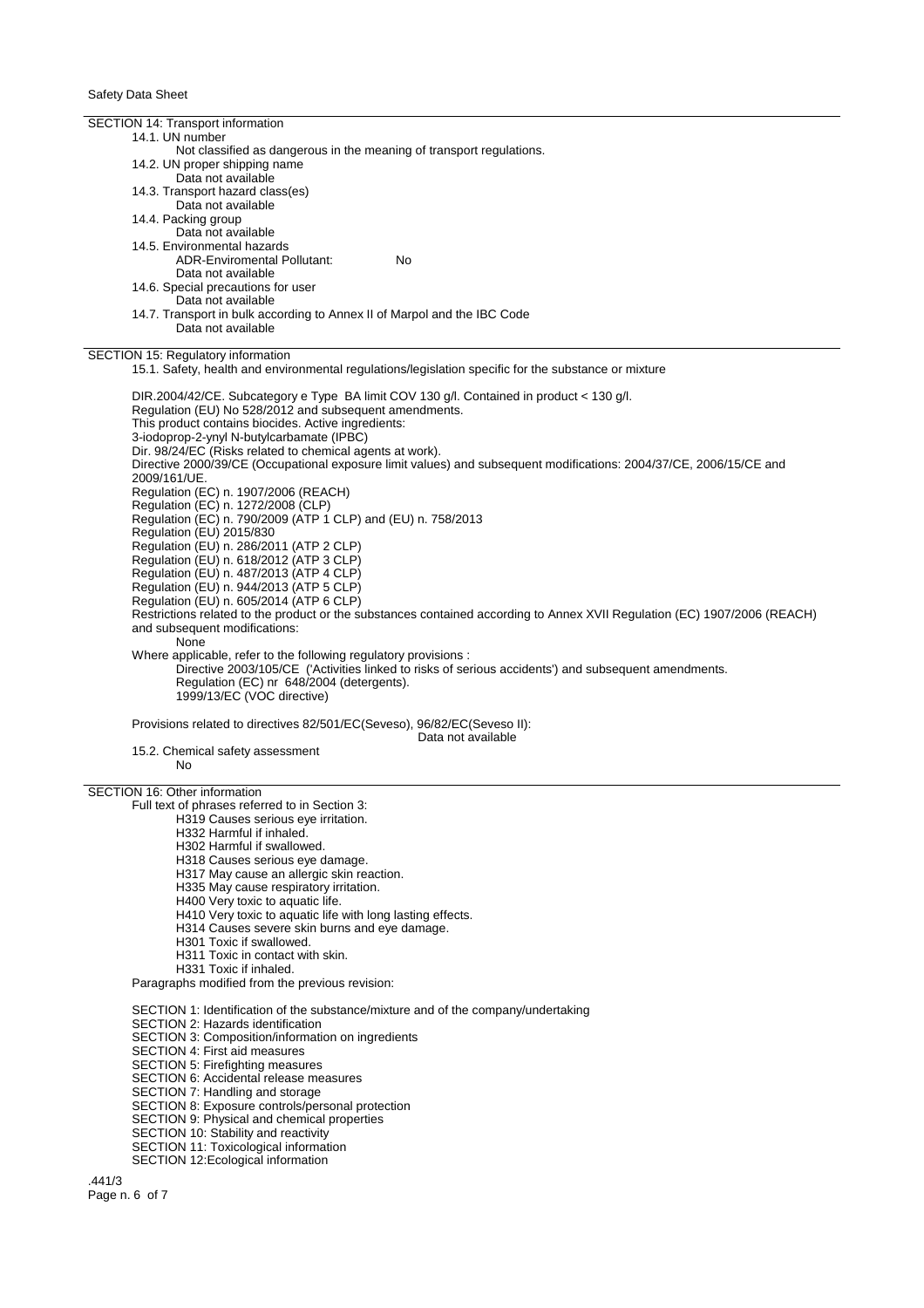## SECTION 14: Transport information

14.1. UN number

Not classified as dangerous in the meaning of transport regulations.

14.2. UN proper shipping name

Data not available

14.3. Transport hazard class(es)

Data not available

14.4. Packing group

Data not available

14.5. Environmental hazards

ADR-Enviromental Pollutant: No

Data not available

14.6. Special precautions for user

Data not available

14.7. Transport in bulk according to Annex II of Marpol and the IBC Code

Data not available

## SECTION 15: Regulatory information

15.1. Safety, health and environmental regulations/legislation specific for the substance or mixture

DIR.2004/42/CE. Subcategory e Type BA limit COV 130 g/l. Contained in product < 130 g/l.
Regulation (EU) No 528/2012 and subsequent amendments.
This product contains biocides. Active ingredients:
3-iodoprop-2-ynyl N-butylcarbamate (IPBC)
Dir. 98/24/EC (Risks related to chemical agents at work).
Directive 2000/39/CE (Occupational exposure limit values) and subsequent modifications: 2004/37/CE, 2006/15/CE and 2009/161/UE.
Regulation (EC) n. 1907/2006 (REACH)
Regulation (EC) n. 1272/2008 (CLP)
Regulation (EC) n. 790/2009 (ATP 1 CLP) and (EU) n. 758/2013
Regulation (EU) 2015/830
Regulation (EU) n. 286/2011 (ATP 2 CLP)
Regulation (EU) n. 618/2012 (ATP 3 CLP)
Regulation (EU) n. 487/2013 (ATP 4 CLP)
Regulation (EU) n. 944/2013 (ATP 5 CLP)
Regulation (EU) n. 605/2014 (ATP 6 CLP)
Restrictions related to the product or the substances contained according to Annex XVII Regulation (EC) 1907/2006 (REACH) and subsequent modifications:

None

Where applicable, refer to the following regulatory provisions :

Directive 2003/105/CE ('Activities linked to risks of serious accidents') and subsequent amendments.
Regulation (EC) nr 648/2004 (detergents).
1999/13/EC (VOC directive)

Provisions related to directives 82/501/EC(Seveso), 96/82/EC(Seveso II):

Data not available

15.2. Chemical safety assessment

No

## SECTION 16: Other information

Full text of phrases referred to in Section 3:

H319 Causes serious eye irritation.
H332 Harmful if inhaled.
H302 Harmful if swallowed.
H318 Causes serious eye damage.
H317 May cause an allergic skin reaction.
H335 May cause respiratory irritation.
H400 Very toxic to aquatic life.
H410 Very toxic to aquatic life with long lasting effects.
H314 Causes severe skin burns and eye damage.
H301 Toxic if swallowed.
H311 Toxic in contact with skin.
H331 Toxic if inhaled.

Paragraphs modified from the previous revision:

SECTION 1: Identification of the substance/mixture and of the company/undertaking
SECTION 2: Hazards identification
SECTION 3: Composition/information on ingredients
SECTION 4: First aid measures
SECTION 5: Firefighting measures
SECTION 6: Accidental release measures
SECTION 7: Handling and storage
SECTION 8: Exposure controls/personal protection
SECTION 9: Physical and chemical properties
SECTION 10: Stability and reactivity
SECTION 11: Toxicological information
SECTION 12:Ecological information

.441/3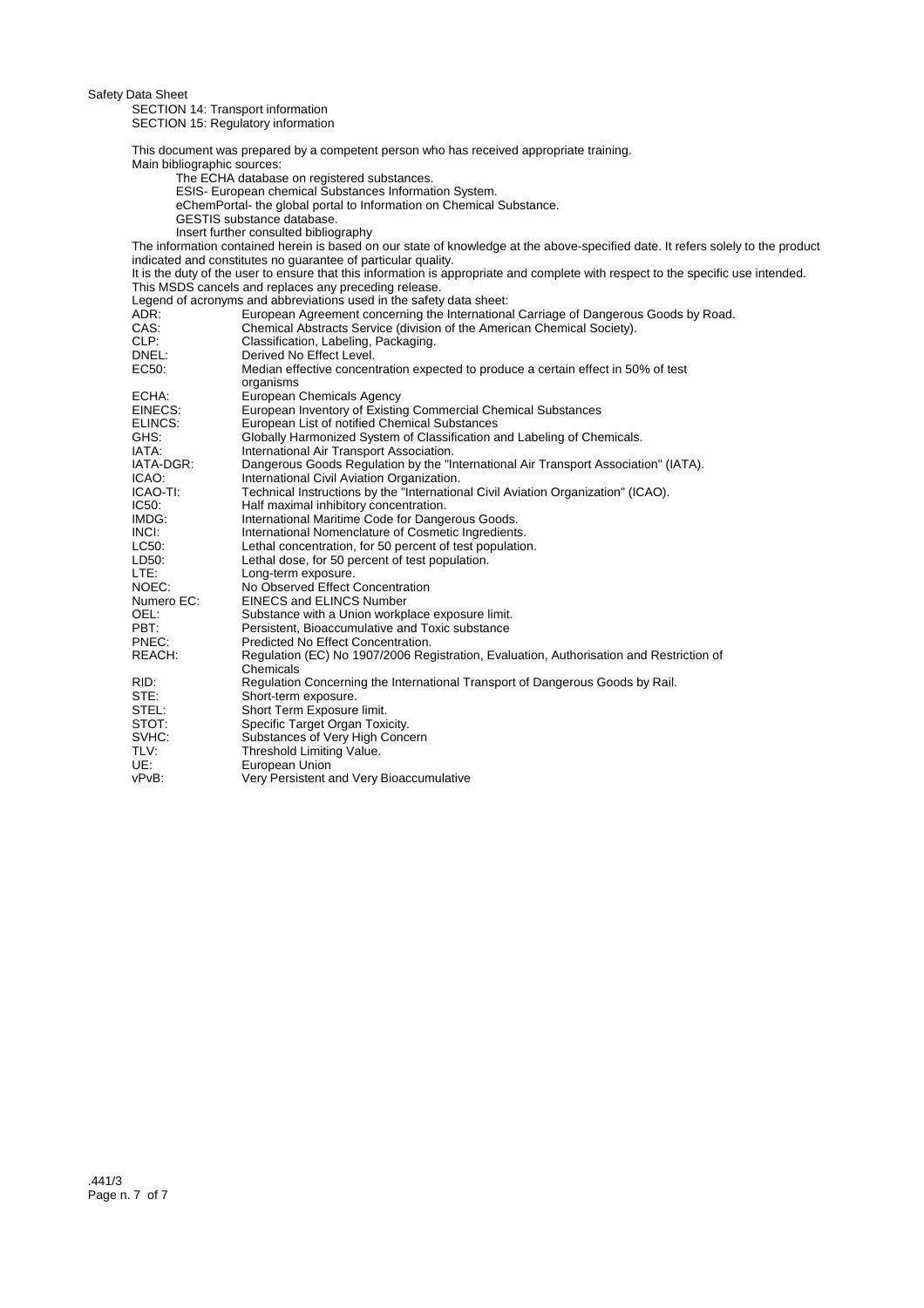Safety Data Sheet

SECTION 14: Transport information

SECTION 15: Regulatory information

This document was prepared by a competent person who has received appropriate training.

Main bibliographic sources:

- The ECHA database on registered substances.
- ESIS- European chemical Substances Information System.
- eChemPortal- the global portal to Information on Chemical Substance.
- GESTIS substance database.
- Insert further consulted bibliography

The information contained herein is based on our state of knowledge at the above-specified date. It refers solely to the product indicated and constitutes no guarantee of particular quality.

It is the duty of the user to ensure that this information is appropriate and complete with respect to the specific use intended.

This MSDS cancels and replaces any preceding release.

Legend of acronyms and abbreviations used in the safety data sheet:

| | |
|---|---|
| ADR: | European Agreement concerning the International Carriage of Dangerous Goods by Road. |
| CAS: | Chemical Abstracts Service (division of the American Chemical Society). |
| CLP: | Classification, Labeling, Packaging. |
| DNEL: | Derived No Effect Level. |
| EC50: | Median effective concentration expected to produce a certain effect in 50% of test organisms |
| ECHA: | European Chemicals Agency |
| EINECS: | European Inventory of Existing Commercial Chemical Substances |
| ELINCS: | European List of notified Chemical Substances |
| GHS: | Globally Harmonized System of Classification and Labeling of Chemicals. |
| IATA: | International Air Transport Association. |
| IATA-DGR: | Dangerous Goods Regulation by the "International Air Transport Association" (IATA). |
| ICAO: | International Civil Aviation Organization. |
| ICAO-TI: | Technical Instructions by the "International Civil Aviation Organization" (ICAO). |
| IC50: | Half maximal inhibitory concentration. |
| IMDG: | International Maritime Code for Dangerous Goods. |
| INCI: | International Nomenclature of Cosmetic Ingredients. |
| LC50: | Lethal concentration, for 50 percent of test population. |
| LD50: | Lethal dose, for 50 percent of test population. |
| LTE: | Long-term exposure. |
| NOEC: | No Observed Effect Concentration |
| Numero EC: | EINECS and ELINCS Number |
| OEL: | Substance with a Union workplace exposure limit. |
| PBT: | Persistent, Bioaccumulative and Toxic substance |
| PNEC: | Predicted No Effect Concentration. |
| REACH: | Regulation (EC) No 1907/2006 Registration, Evaluation, Authorisation and Restriction of Chemicals |
| RID: | Regulation Concerning the International Transport of Dangerous Goods by Rail. |
| STE: | Short-term exposure. |
| STEL: | Short Term Exposure limit. |
| STOT: | Specific Target Organ Toxicity. |
| SVHC: | Substances of Very High Concern |
| TLV: | Threshold Limiting Value. |
| UE: | European Union |
| vPvB: | Very Persistent and Very Bioaccumulative |

.441/3